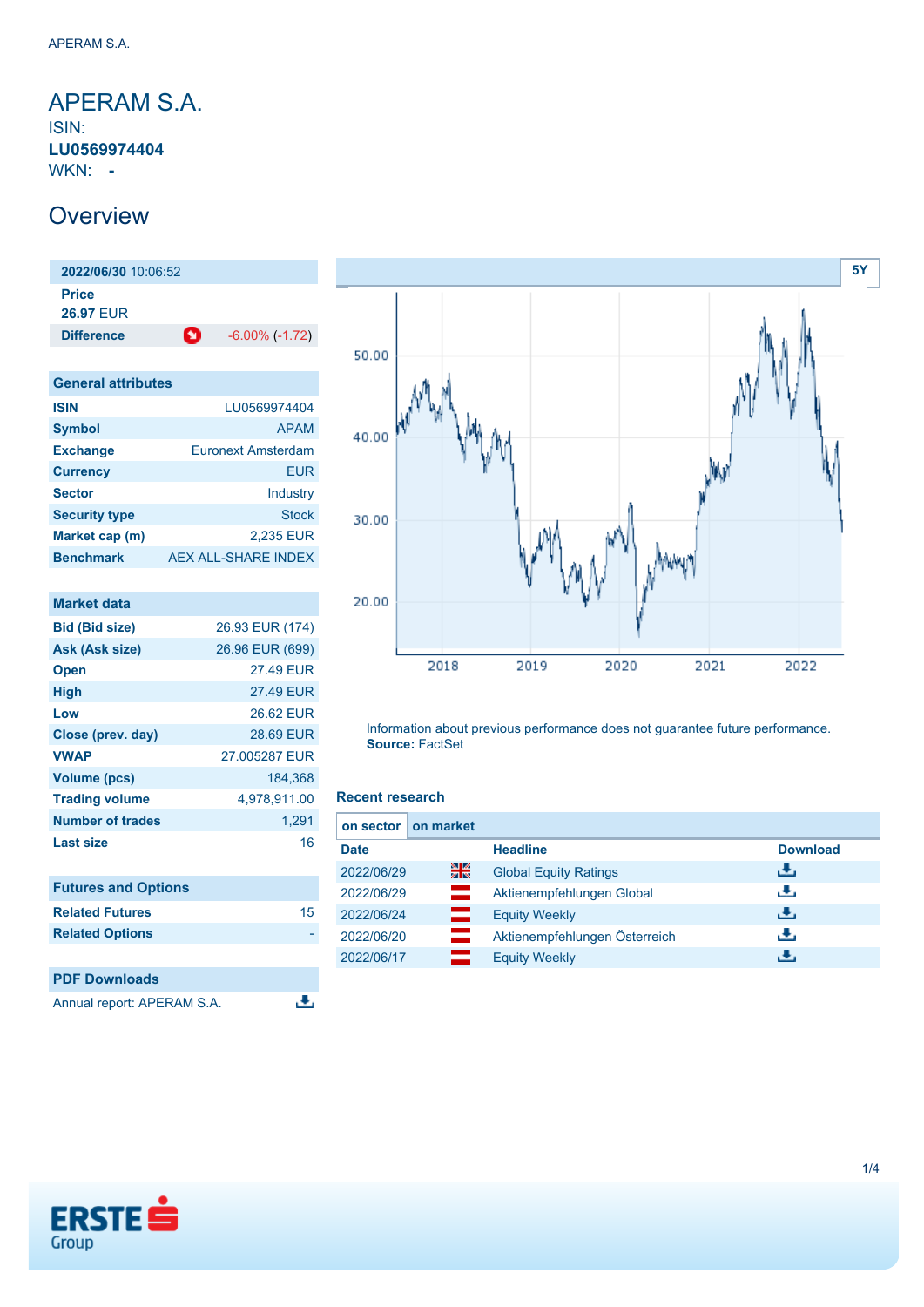# APERAM S.A.

ISIN: **LU0569974404**

WKN: **-**

## Overview

| **2022/06/30** 10:06:52 | |
|---|---|
| **Price** **26.97** EUR | |
| **Difference** | -6.00% (-1.72) |

| General attributes | |
|---|---|
| **ISIN** | LU0569974404 |
| **Symbol** | APAM |
| **Exchange** | Euronext Amsterdam |
| **Currency** | EUR |
| **Sector** | Industry |
| **Security type** | Stock |
| **Market cap (m)** | 2,235 EUR |
| **Benchmark** | AEX ALL-SHARE INDEX |

| Market data | |
|---|---|
| **Bid (Bid size)** | 26.93 EUR (174) |
| **Ask (Ask size)** | 26.96 EUR (699) |
| **Open** | 27.49 EUR |
| **High** | 27.49 EUR |
| **Low** | 26.62 EUR |
| **Close (prev. day)** | 28.69 EUR |
| **VWAP** | 27.005287 EUR |
| **Volume (pcs)** | 184,368 |
| **Trading volume** | 4,978,911.00 |
| **Number of trades** | 1,291 |
| **Last size** | 16 |

| Futures and Options | |
|---|---|
| **Related Futures** | 15 |
| **Related Options** | - |

| PDF Downloads |
|---|
| Annual report: APERAM S.A. |

Information about previous performance does not guarantee future performance.
**Source:** FactSet

### Recent research

| Date | Headline |
|---|---|
| 2022/06/29 | Global Equity Ratings |
| 2022/06/29 | Aktienempfehlungen Global |
| 2022/06/24 | Equity Weekly |
| 2022/06/20 | Aktienempfehlungen Österreich |
| 2022/06/17 | Equity Weekly |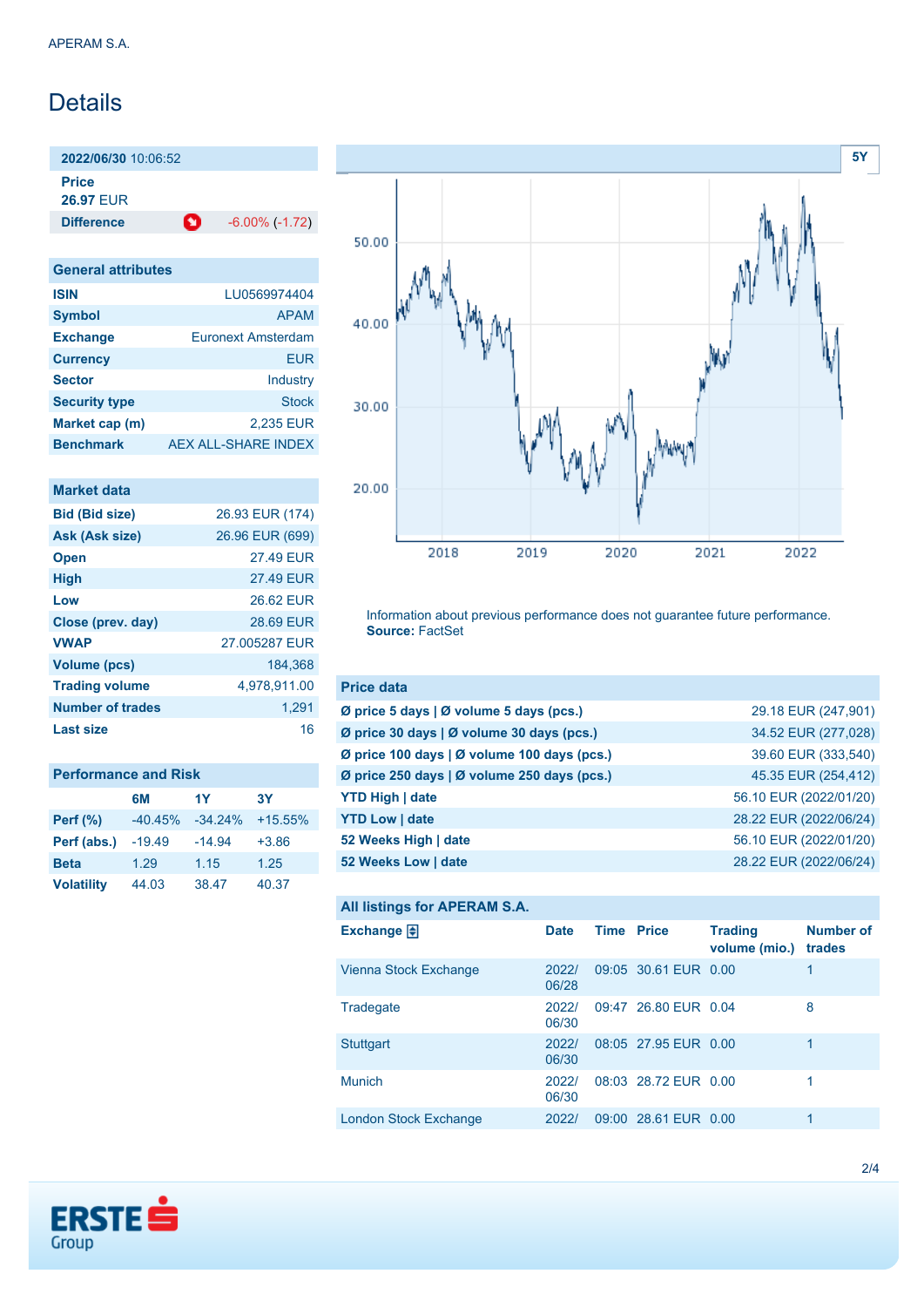APERAM S.A.

# Details

| 2022/06/30 10:06:52 | |
|---|---|
| Price | |
| 26.97 EUR | |
| Difference | -6.00% (-1.72) |

## General attributes

| | |
|---|---|
| ISIN | LU0569974404 |
| Symbol | APAM |
| Exchange | Euronext Amsterdam |
| Currency | EUR |
| Sector | Industry |
| Security type | Stock |
| Market cap (m) | 2,235 EUR |
| Benchmark | AEX ALL-SHARE INDEX |

## Market data

| | |
|---|---|
| Bid (Bid size) | 26.93 EUR (174) |
| Ask (Ask size) | 26.96 EUR (699) |
| Open | 27.49 EUR |
| High | 27.49 EUR |
| Low | 26.62 EUR |
| Close (prev. day) | 28.69 EUR |
| VWAP | 27.005287 EUR |
| Volume (pcs) | 184,368 |
| Trading volume | 4,978,911.00 |
| Number of trades | 1,291 |
| Last size | 16 |

## Performance and Risk

| | 6M | 1Y | 3Y |
|---|---|---|---|
| Perf (%) | -40.45% | -34.24% | +15.55% |
| Perf (abs.) | -19.49 | -14.94 | +3.86 |
| Beta | 1.29 | 1.15 | 1.25 |
| Volatility | 44.03 | 38.47 | 40.37 |

Information about previous performance does not guarantee future performance.
**Source:** FactSet

## Price data

| | |
|---|---|
| Ø price 5 days \| Ø volume 5 days (pcs.) | 29.18 EUR (247,901) |
| Ø price 30 days \| Ø volume 30 days (pcs.) | 34.52 EUR (277,028) |
| Ø price 100 days \| Ø volume 100 days (pcs.) | 39.60 EUR (333,540) |
| Ø price 250 days \| Ø volume 250 days (pcs.) | 45.35 EUR (254,412) |
| YTD High \| date | 56.10 EUR (2022/01/20) |
| YTD Low \| date | 28.22 EUR (2022/06/24) |
| 52 Weeks High \| date | 56.10 EUR (2022/01/20) |
| 52 Weeks Low \| date | 28.22 EUR (2022/06/24) |

## All listings for APERAM S.A.

| Exchange | Date | Time | Price | Trading volume (mio.) | Number of trades |
|---|---|---|---|---|---|
| Vienna Stock Exchange | 2022/06/28 | 09:05 | 30.61 EUR | 0.00 | 1 |
| Tradegate | 2022/06/30 | 09:47 | 26.80 EUR | 0.04 | 8 |
| Stuttgart | 2022/06/30 | 08:05 | 27.95 EUR | 0.00 | 1 |
| Munich | 2022/06/30 | 08:03 | 28.72 EUR | 0.00 | 1 |
| London Stock Exchange | 2022/ | 09:00 | 28.61 EUR | 0.00 | 1 |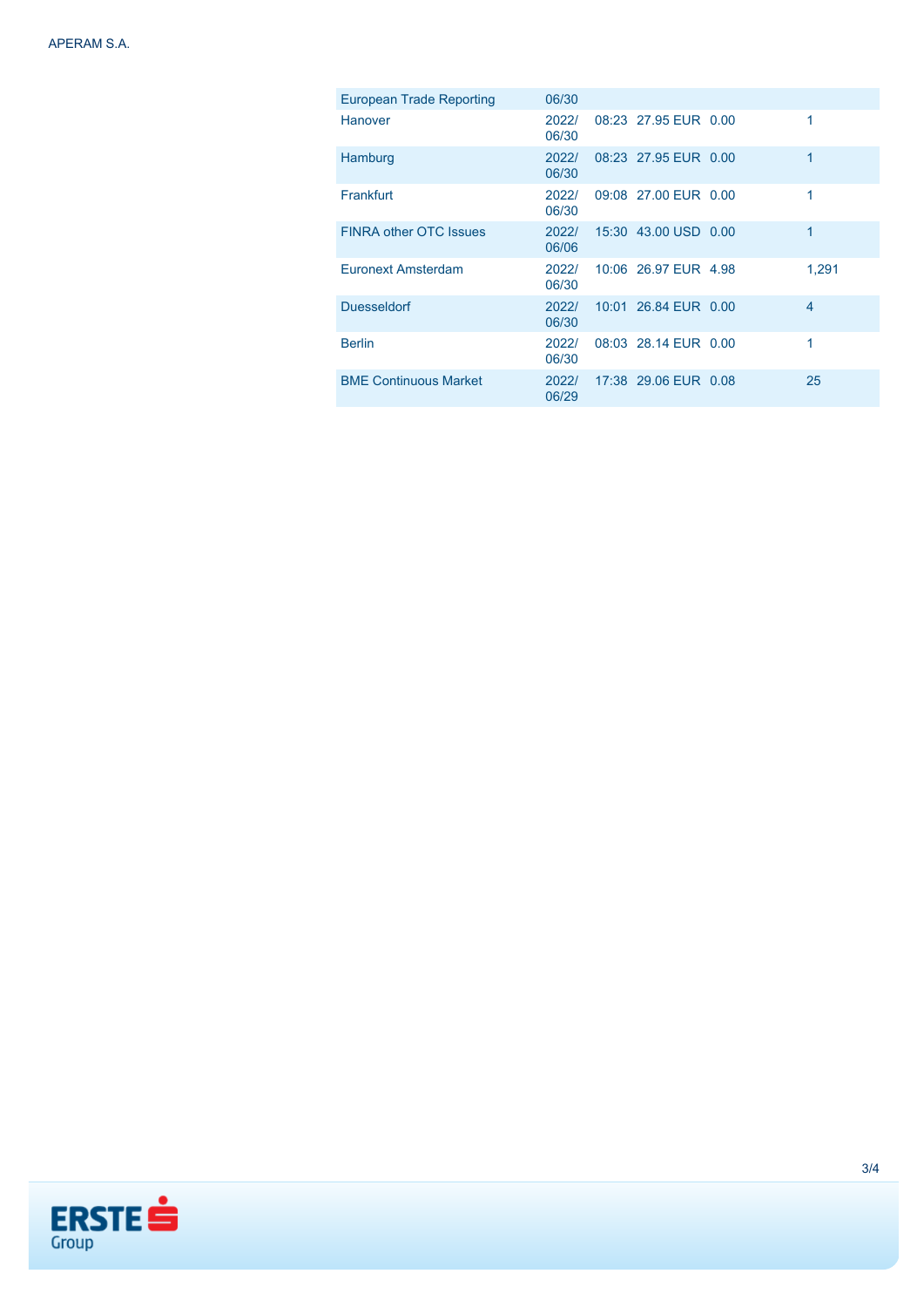| | | | | | |
|---|---|---|---|---|---|
| European Trade Reporting | 06/30 | | | | |
| Hanover | 2022/ 06/30 | 08:23 | 27.95 EUR | 0.00 | 1 |
| Hamburg | 2022/ 06/30 | 08:23 | 27.95 EUR | 0.00 | 1 |
| Frankfurt | 2022/ 06/30 | 09:08 | 27.00 EUR | 0.00 | 1 |
| FINRA other OTC Issues | 2022/ 06/06 | 15:30 | 43.00 USD | 0.00 | 1 |
| Euronext Amsterdam | 2022/ 06/30 | 10:06 | 26.97 EUR | 4.98 | 1,291 |
| Duesseldorf | 2022/ 06/30 | 10:01 | 26.84 EUR | 0.00 | 4 |
| Berlin | 2022/ 06/30 | 08:03 | 28.14 EUR | 0.00 | 1 |
| BME Continuous Market | 2022/ 06/29 | 17:38 | 29.06 EUR | 0.08 | 25 |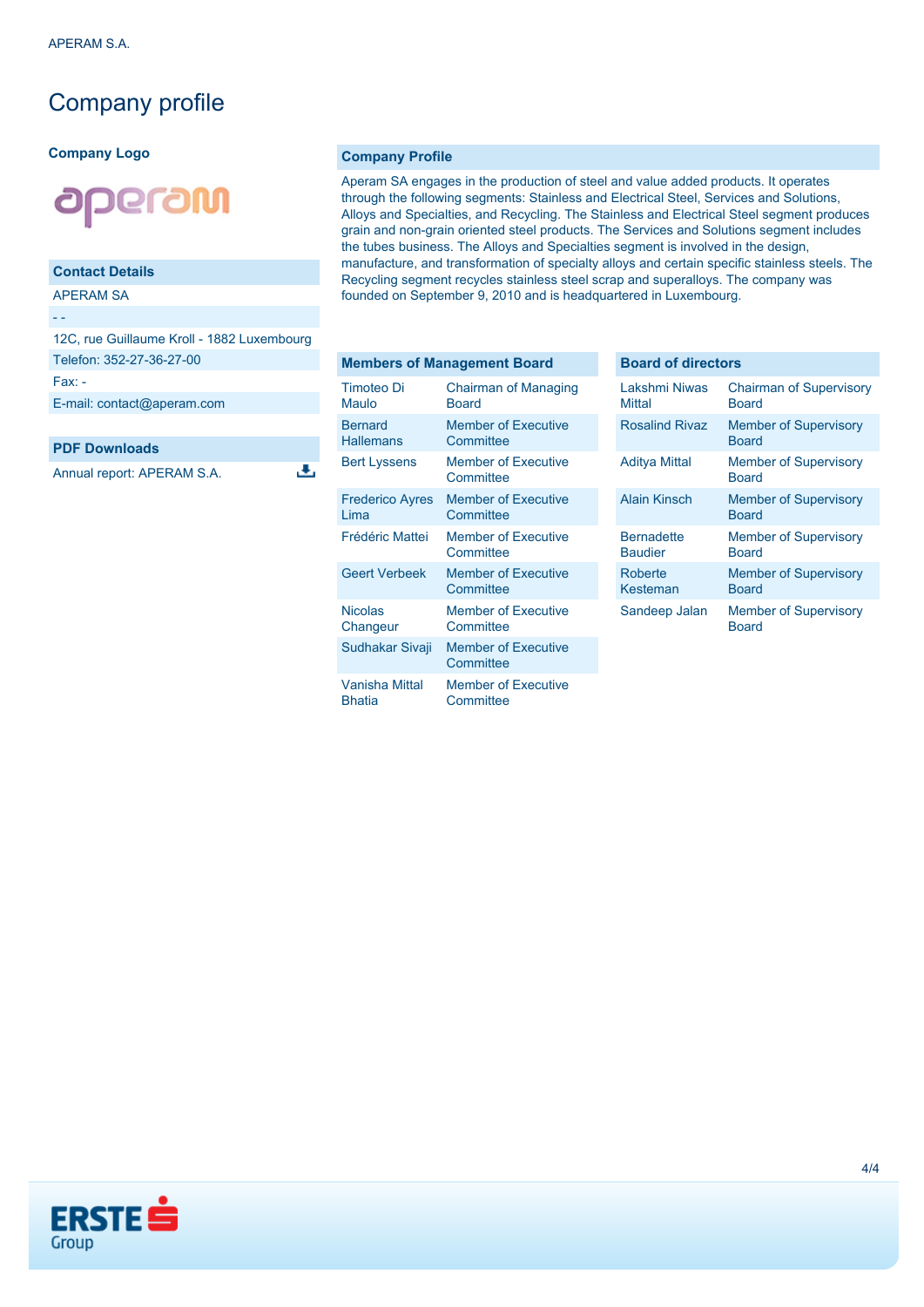# Company profile

### Company Logo

### Contact Details

APERAM SA

- -

12C, rue Guillaume Kroll - 1882 Luxembourg

Telefon: 352-27-36-27-00

Fax: -

E-mail: contact@aperam.com

### PDF Downloads

Annual report: APERAM S.A.

### Company Profile

Aperam SA engages in the production of steel and value added products. It operates through the following segments: Stainless and Electrical Steel, Services and Solutions, Alloys and Specialties, and Recycling. The Stainless and Electrical Steel segment produces grain and non-grain oriented steel products. The Services and Solutions segment includes the tubes business. The Alloys and Specialties segment is involved in the design, manufacture, and transformation of specialty alloys and certain specific stainless steels. The Recycling segment recycles stainless steel scrap and superalloys. The company was founded on September 9, 2010 and is headquartered in Luxembourg.

| Members of Management Board | |
|---|---|
| Timoteo Di Maulo | Chairman of Managing Board |
| Bernard Hallemans | Member of Executive Committee |
| Bert Lyssens | Member of Executive Committee |
| Frederico Ayres Lima | Member of Executive Committee |
| Frédéric Mattei | Member of Executive Committee |
| Geert Verbeek | Member of Executive Committee |
| Nicolas Changeur | Member of Executive Committee |
| Sudhakar Sivaji | Member of Executive Committee |
| Vanisha Mittal Bhatia | Member of Executive Committee |

| Board of directors | |
|---|---|
| Lakshmi Niwas Mittal | Chairman of Supervisory Board |
| Rosalind Rivaz | Member of Supervisory Board |
| Aditya Mittal | Member of Supervisory Board |
| Alain Kinsch | Member of Supervisory Board |
| Bernadette Baudier | Member of Supervisory Board |
| Roberte Kesteman | Member of Supervisory Board |
| Sandeep Jalan | Member of Supervisory Board |